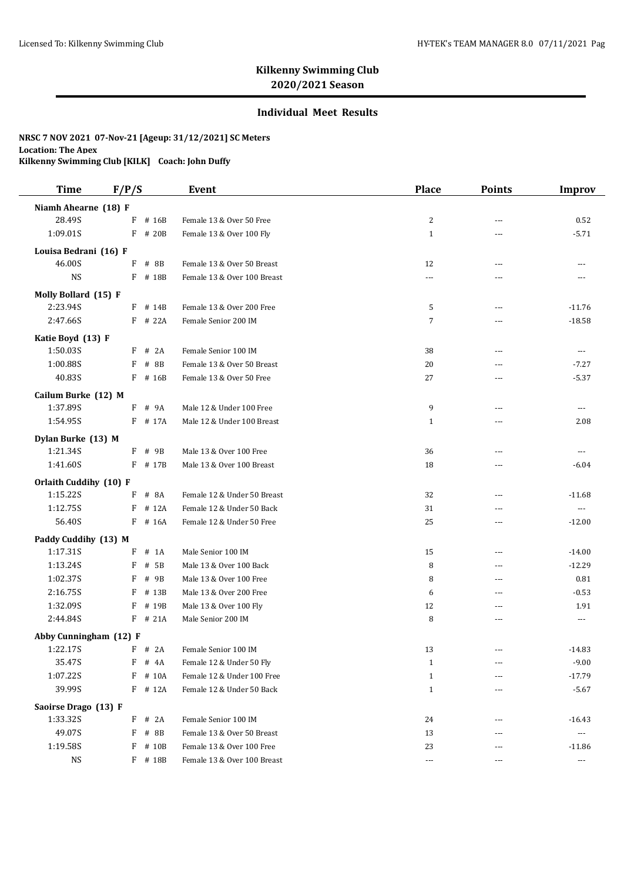## Kilkenny Swimming Club
## 2020/2021 Season

### Individual Meet Results

**NRSC 7 NOV 2021 07-Nov-21 [Ageup: 31/12/2021] SC Meters**
**Location: The Apex**
**Kilkenny Swimming Club [KILK] Coach: John Duffy**

| Time | F/P/S | Event | Place | Points | Improv |
|---|---|---|---|---|---|
| **Niamh Ahearne (18) F** | | | | | |
| 28.49S | F # 16B | Female 13 & Over 50 Free | 2 | --- | 0.52 |
| 1:09.01S | F # 20B | Female 13 & Over 100 Fly | 1 | --- | -5.71 |
| **Louisa Bedrani (16) F** | | | | | |
| 46.00S | F # 8B | Female 13 & Over 50 Breast | 12 | --- | --- |
| NS | F # 18B | Female 13 & Over 100 Breast | --- | --- | --- |
| **Molly Bollard (15) F** | | | | | |
| 2:23.94S | F # 14B | Female 13 & Over 200 Free | 5 | --- | -11.76 |
| 2:47.66S | F # 22A | Female Senior 200 IM | 7 | --- | -18.58 |
| **Katie Boyd (13) F** | | | | | |
| 1:50.03S | F # 2A | Female Senior 100 IM | 38 | --- | --- |
| 1:00.88S | F # 8B | Female 13 & Over 50 Breast | 20 | --- | -7.27 |
| 40.83S | F # 16B | Female 13 & Over 50 Free | 27 | --- | -5.37 |
| **Cailum Burke (12) M** | | | | | |
| 1:37.89S | F # 9A | Male 12 & Under 100 Free | 9 | --- | --- |
| 1:54.95S | F # 17A | Male 12 & Under 100 Breast | 1 | --- | 2.08 |
| **Dylan Burke (13) M** | | | | | |
| 1:21.34S | F # 9B | Male 13 & Over 100 Free | 36 | --- | --- |
| 1:41.60S | F # 17B | Male 13 & Over 100 Breast | 18 | --- | -6.04 |
| **Orlaith Cuddihy (10) F** | | | | | |
| 1:15.22S | F # 8A | Female 12 & Under 50 Breast | 32 | --- | -11.68 |
| 1:12.75S | F # 12A | Female 12 & Under 50 Back | 31 | --- | --- |
| 56.40S | F # 16A | Female 12 & Under 50 Free | 25 | --- | -12.00 |
| **Paddy Cuddihy (13) M** | | | | | |
| 1:17.31S | F # 1A | Male Senior 100 IM | 15 | --- | -14.00 |
| 1:13.24S | F # 5B | Male 13 & Over 100 Back | 8 | --- | -12.29 |
| 1:02.37S | F # 9B | Male 13 & Over 100 Free | 8 | --- | 0.81 |
| 2:16.75S | F # 13B | Male 13 & Over 200 Free | 6 | --- | -0.53 |
| 1:32.09S | F # 19B | Male 13 & Over 100 Fly | 12 | --- | 1.91 |
| 2:44.84S | F # 21A | Male Senior 200 IM | 8 | --- | --- |
| **Abby Cunningham (12) F** | | | | | |
| 1:22.17S | F # 2A | Female Senior 100 IM | 13 | --- | -14.83 |
| 35.47S | F # 4A | Female 12 & Under 50 Fly | 1 | --- | -9.00 |
| 1:07.22S | F # 10A | Female 12 & Under 100 Free | 1 | --- | -17.79 |
| 39.99S | F # 12A | Female 12 & Under 50 Back | 1 | --- | -5.67 |
| **Saoirse Drago (13) F** | | | | | |
| 1:33.32S | F # 2A | Female Senior 100 IM | 24 | --- | -16.43 |
| 49.07S | F # 8B | Female 13 & Over 50 Breast | 13 | --- | --- |
| 1:19.58S | F # 10B | Female 13 & Over 100 Free | 23 | --- | -11.86 |
| NS | F # 18B | Female 13 & Over 100 Breast | --- | --- | --- |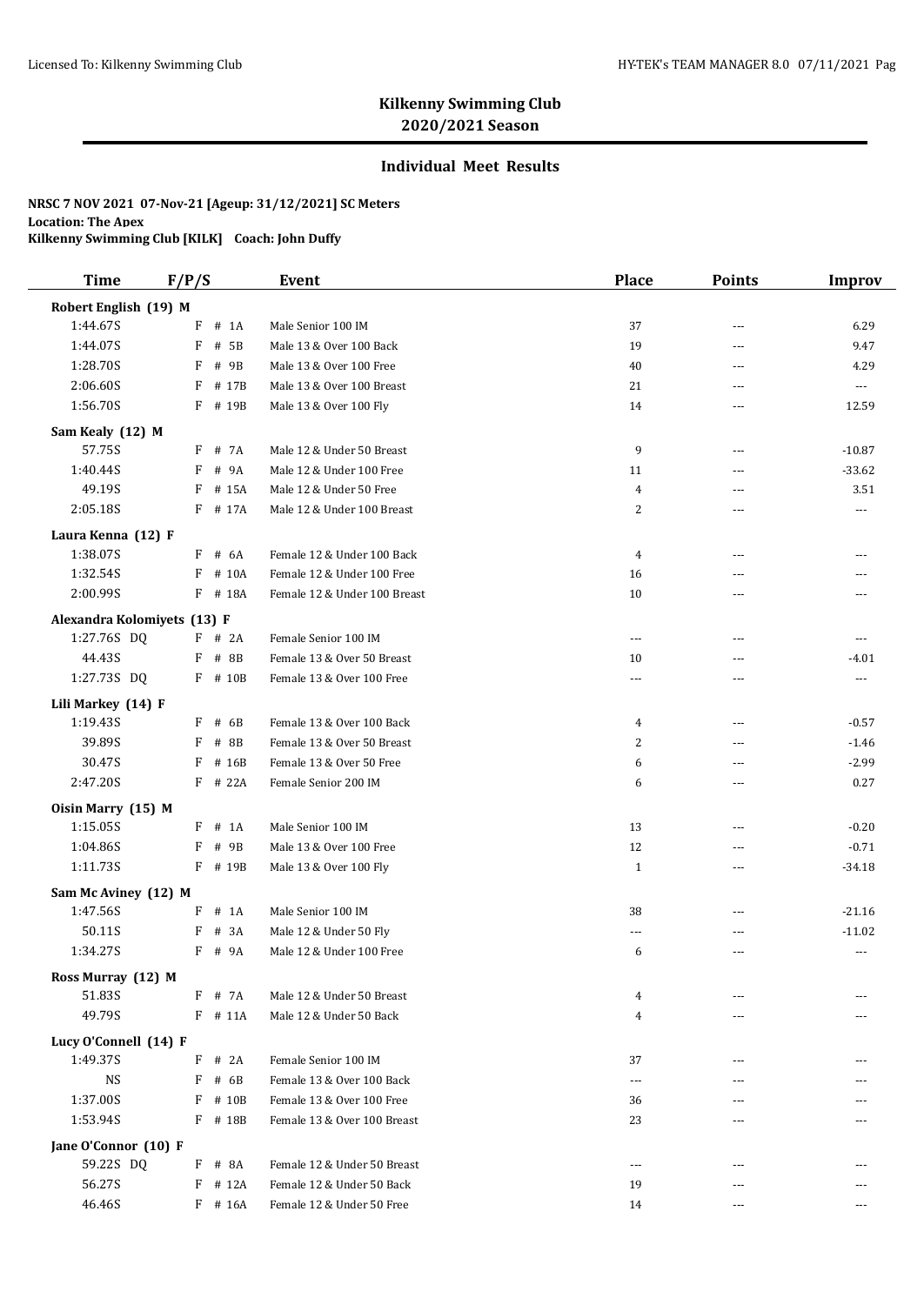**Kilkenny Swimming Club**
**2020/2021 Season**

### Individual Meet Results

**NRSC 7 NOV 2021 07-Nov-21 [Ageup: 31/12/2021] SC Meters**
**Location: The Apex**
**Kilkenny Swimming Club [KILK] Coach: John Duffy**

| Time | F/P/S | Event | Place | Points | Improv |
|---|---|---|---|---|---|
| **Robert English (19) M** | | | | | |
| 1:44.67S | F # 1A | Male Senior 100 IM | 37 | --- | 6.29 |
| 1:44.07S | F # 5B | Male 13 & Over 100 Back | 19 | --- | 9.47 |
| 1:28.70S | F # 9B | Male 13 & Over 100 Free | 40 | --- | 4.29 |
| 2:06.60S | F # 17B | Male 13 & Over 100 Breast | 21 | --- | --- |
| 1:56.70S | F # 19B | Male 13 & Over 100 Fly | 14 | --- | 12.59 |
| **Sam Kealy (12) M** | | | | | |
| 57.75S | F # 7A | Male 12 & Under 50 Breast | 9 | --- | -10.87 |
| 1:40.44S | F # 9A | Male 12 & Under 100 Free | 11 | --- | -33.62 |
| 49.19S | F # 15A | Male 12 & Under 50 Free | 4 | --- | 3.51 |
| 2:05.18S | F # 17A | Male 12 & Under 100 Breast | 2 | --- | --- |
| **Laura Kenna (12) F** | | | | | |
| 1:38.07S | F # 6A | Female 12 & Under 100 Back | 4 | --- | --- |
| 1:32.54S | F # 10A | Female 12 & Under 100 Free | 16 | --- | --- |
| 2:00.99S | F # 18A | Female 12 & Under 100 Breast | 10 | --- | --- |
| **Alexandra Kolomiyets (13) F** | | | | | |
| 1:27.76S DQ | F # 2A | Female Senior 100 IM | --- | --- | --- |
| 44.43S | F # 8B | Female 13 & Over 50 Breast | 10 | --- | -4.01 |
| 1:27.73S DQ | F # 10B | Female 13 & Over 100 Free | --- | --- | --- |
| **Lili Markey (14) F** | | | | | |
| 1:19.43S | F # 6B | Female 13 & Over 100 Back | 4 | --- | -0.57 |
| 39.89S | F # 8B | Female 13 & Over 50 Breast | 2 | --- | -1.46 |
| 30.47S | F # 16B | Female 13 & Over 50 Free | 6 | --- | -2.99 |
| 2:47.20S | F # 22A | Female Senior 200 IM | 6 | --- | 0.27 |
| **Oisin Marry (15) M** | | | | | |
| 1:15.05S | F # 1A | Male Senior 100 IM | 13 | --- | -0.20 |
| 1:04.86S | F # 9B | Male 13 & Over 100 Free | 12 | --- | -0.71 |
| 1:11.73S | F # 19B | Male 13 & Over 100 Fly | 1 | --- | -34.18 |
| **Sam Mc Aviney (12) M** | | | | | |
| 1:47.56S | F # 1A | Male Senior 100 IM | 38 | --- | -21.16 |
| 50.11S | F # 3A | Male 12 & Under 50 Fly | --- | --- | -11.02 |
| 1:34.27S | F # 9A | Male 12 & Under 100 Free | 6 | --- | --- |
| **Ross Murray (12) M** | | | | | |
| 51.83S | F # 7A | Male 12 & Under 50 Breast | 4 | --- | --- |
| 49.79S | F # 11A | Male 12 & Under 50 Back | 4 | --- | --- |
| **Lucy O'Connell (14) F** | | | | | |
| 1:49.37S | F # 2A | Female Senior 100 IM | 37 | --- | --- |
| NS | F # 6B | Female 13 & Over 100 Back | --- | --- | --- |
| 1:37.00S | F # 10B | Female 13 & Over 100 Free | 36 | --- | --- |
| 1:53.94S | F # 18B | Female 13 & Over 100 Breast | 23 | --- | --- |
| **Jane O'Connor (10) F** | | | | | |
| 59.22S DQ | F # 8A | Female 12 & Under 50 Breast | --- | --- | --- |
| 56.27S | F # 12A | Female 12 & Under 50 Back | 19 | --- | --- |
| 46.46S | F # 16A | Female 12 & Under 50 Free | 14 | --- | --- |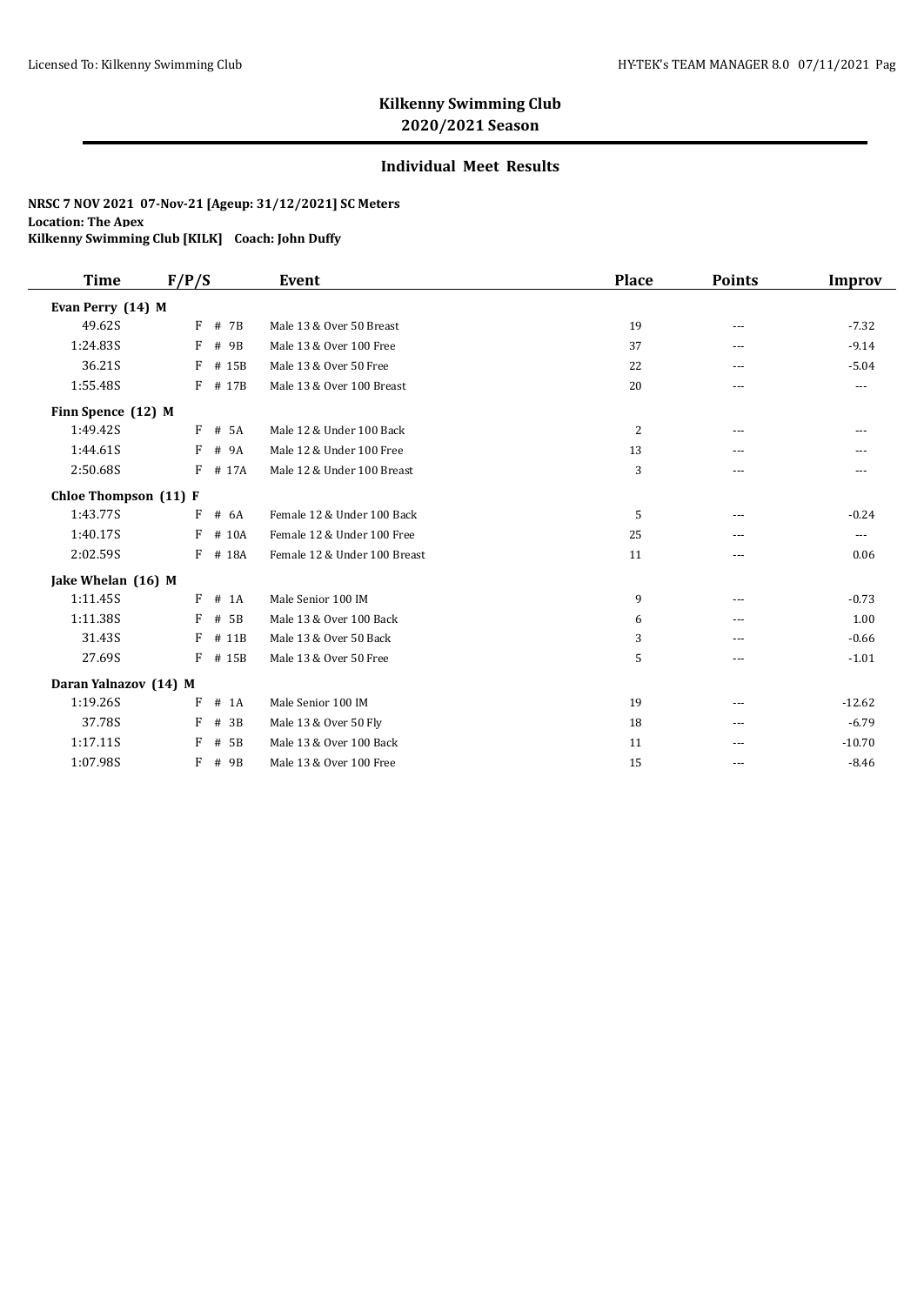## Kilkenny Swimming Club
## 2020/2021 Season

### Individual Meet Results

**NRSC 7 NOV 2021 07-Nov-21 [Ageup: 31/12/2021] SC Meters**
**Location: The Apex**
**Kilkenny Swimming Club [KILK] Coach: John Duffy**

| Time | F/P/S | Event | Place | Points | Improv |
|---|---|---|---|---|---|
| **Evan Perry (14) M** | | | | | |
| 49.62S | F # 7B | Male 13 & Over 50 Breast | 19 | --- | -7.32 |
| 1:24.83S | F # 9B | Male 13 & Over 100 Free | 37 | --- | -9.14 |
| 36.21S | F # 15B | Male 13 & Over 50 Free | 22 | --- | -5.04 |
| 1:55.48S | F # 17B | Male 13 & Over 100 Breast | 20 | --- | --- |
| **Finn Spence (12) M** | | | | | |
| 1:49.42S | F # 5A | Male 12 & Under 100 Back | 2 | --- | --- |
| 1:44.61S | F # 9A | Male 12 & Under 100 Free | 13 | --- | --- |
| 2:50.68S | F # 17A | Male 12 & Under 100 Breast | 3 | --- | --- |
| **Chloe Thompson (11) F** | | | | | |
| 1:43.77S | F # 6A | Female 12 & Under 100 Back | 5 | --- | -0.24 |
| 1:40.17S | F # 10A | Female 12 & Under 100 Free | 25 | --- | --- |
| 2:02.59S | F # 18A | Female 12 & Under 100 Breast | 11 | --- | 0.06 |
| **Jake Whelan (16) M** | | | | | |
| 1:11.45S | F # 1A | Male Senior 100 IM | 9 | --- | -0.73 |
| 1:11.38S | F # 5B | Male 13 & Over 100 Back | 6 | --- | 1.00 |
| 31.43S | F # 11B | Male 13 & Over 50 Back | 3 | --- | -0.66 |
| 27.69S | F # 15B | Male 13 & Over 50 Free | 5 | --- | -1.01 |
| **Daran Yalnazov (14) M** | | | | | |
| 1:19.26S | F # 1A | Male Senior 100 IM | 19 | --- | -12.62 |
| 37.78S | F # 3B | Male 13 & Over 50 Fly | 18 | --- | -6.79 |
| 1:17.11S | F # 5B | Male 13 & Over 100 Back | 11 | --- | -10.70 |
| 1:07.98S | F # 9B | Male 13 & Over 100 Free | 15 | --- | -8.46 |